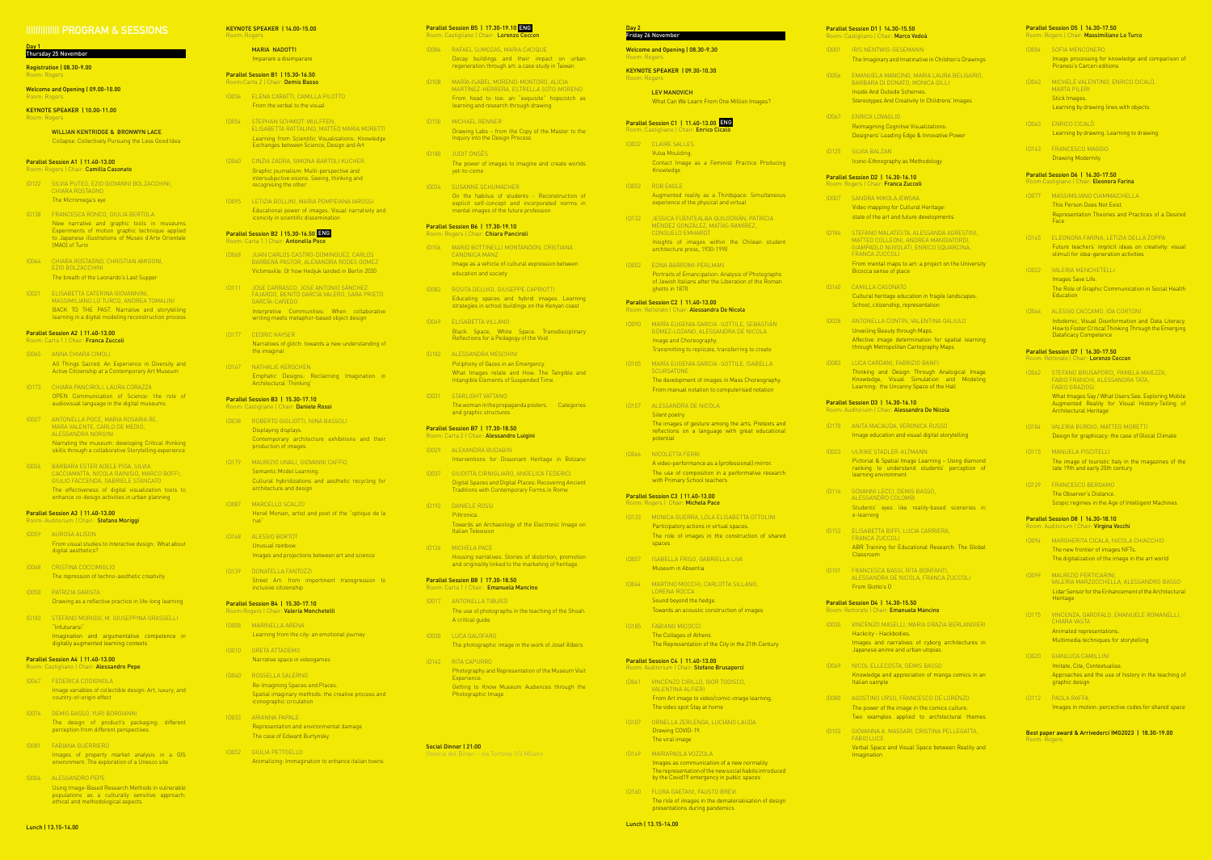# PROGRAM & SESSIONS

## Day 1
Thursday 25 November

**Registration | 08.30-9.00**
Room: Rogers

**Welcome and Opening | 09.00-10.00**
Room: Rogers

**KEYNOTE SPEAKER | 10.00-11.00**
Room: Rogers

WILLIAN KENTRIDGE & BRONWYN LACE
Collapse. Collectively Pursuing the Less Good Idea

### Parallel Session A1 | 11.40-13.00
Room: Rogers | Chair: Camilla Casonato

- ID122 SILVIA PUTEO, EZIO GIOVANNI BOLZACCHINI, CHIARA ROSTAGNO
  The Micromega's eye
- ID138 FRANCESCA RONCO, GIULIA BERTOLA
  New narrative and graphic tools in museums. Experiments of motion graphic technique applied to Japanese illustrations of Museo d'Arte Orientale (MAO) of Turin
- ID064 CHIARA ROSTAGNO, CHRISTIAN AMIGONI, EZIO BOLZACCHINI
  The breath of the Leonardo's Last Supper
- ID021 ELISABETTA CATERINA GIOVANNINI, MASSIMILIANO LO TURCO, ANDREA TOMALINI
  BACK TO THE PAST. Narrative and storytelling learning in a digital modeling reconstruction process

### Parallel Session A2 | 11.40-13.00
Room: Carta 1 | Chair: Franca Zuccoli

- ID065 ANNA CHIARA CIMOLI
  All Things Sacred. An Experience in Diversity and Active Citizenship at a Contemporary Art Museum
- ID173 CHIARA PANCIROLI, LAURA CORAZZA
  OPEN Communication of Science: the role of audiovisual language in the digital museums
- ID027 ANTONELLA POCE, MARIA ROSARIA RE, MARA VALENTE, CARLO DE MEDIO, ALESSANDRA NORGINI
  Narrating the museum: developing Critical thinking skills through a collaborative Storytelling experience
- ID026 BARBARA ESTER ADELE PIGA, SILVIA CACCIAMATTA, NICOLA RAINISIO, MARCO BOFFI, GIULIO FACCENDA, GABRIELE STANCATO
  The effectiveness of digital visualization tools to enhance co-design activities in urban planning

### Parallel Session A3 | 11.40-13.00
Room: Auditorium | Chair: Stefano Moriggi

- ID059 AUROSA ALISON
  From visual studies to interactive design: What about digital aesthetics?
- ID048 CRISTINA COCCIMIGLIO
  The repression of techno-aesthetic creativity
- ID050 PATRIZIA GARISTA
  Drawing as a reflective practice in life-long learning
- ID183 STEFANO MORIGGI, M. GIUSEPPINA GRASSELLI
  "Infuturarsi"
  Imagination and argumentative competence in digitally augmented learning contexts

### Parallel Session A4 | 11.40-13.00
Room: Castigliano | Chair: Alessandro Pepe

- ID047 FEDERICA CODIGNOLA
  Image variables of collectible design: Art, luxury, and country-of-origin effect
- ID076 DEMIS BASSO, YURI BORGIANNI
  The design of product's packaging: different perception from different perspectives
- ID081 FABIANA GUERRIERO
  Images of property market analysis in a GIS environment. The exploration of a Unesco site
- ID006 ALESSANDRO PEPE
  Using Image-Based Research Methods in vulnerable populations as a culturally sensitive approach: ethical and methodological aspects

**Lunch | 13.15-14.00**

**KEYNOTE SPEAKER | 14.00-15.00**
Room: Rogers

MARIA NADOTTI
Imparare a disimparare

### Parallel Session B1 | 15.30-16.50
Room: Carta 2 | Chair: Demis Basso

- ID036 ELENA CARATTI, CAMILLA PILOTTO
  From the verbal to the visual
- ID054 STEPHAN SCHMIDT-WULFFEN, ELISABETTA RATTALINO, MATTEO MARIA MORETTI
  Learning from Scientific Visualisations: Knowledge Exchanges between Science, Design and Art
- ID060 CINZIA ZADRA, SIMONA BARTOLI KUCHER
  Graphic journalism: Multi-perspective and intersubjective visions. Seeing, thinking and recognising the other
- ID095 LETIZIA BOLLINI, MARIA POMPEIANA IAROSSI
  Educational power of images. Visual narrativity and iconicity in scientific dissemination

### Parallel Session B2 | 15.30-16.50 ENG
Room: Carta 1 | Chair: Antonella Poce

- ID068 JUAN CARLOS CASTRO-DOMINGUEZ, CARLOS BARBERÁ PASTOR, ALEXANDRA RODES GOMEZ
  Victimsville. Or how Hedjuk landed in Berlin 2030
- ID111 JOSÉ CARRASCO, JOSÉ ANTONIO SÁNCHEZ FAJARDO, BENITO GARCÍA VALERO, SARA PRIETO GARCÍA-CAÑEDO
  Interpretive Communities: When collaborative writing meets metaphor-based object design
- ID177 CEDRIC KAYSER
  Narratives of glitch: towards a new understanding of the imaginal
- ID167 NATHALIE KERSCHEN
  Emphatic Designs: Reclaiming Imagination in Architectural Thinking

### Parallel Session B3 | 15.30-17.10
Room: Castigliano | Chair: Daniele Rossi

- ID038 ROBERTO GIGLIOTTI, NINA BASSOLI
  Displaying displays.
  Contemporary architecture exhibitions and their production of images
- ID179 MAURIZIO UNALI, GIOVANNI CAFFIO
  Semantic Model Learning.
  Cultural hybridizations and aesthetic recycling for architecture and design
- ID087 MARCELLO SCALZO
  Hervé Morvan, artist and poet of the "optique de la rue"
- ID148 ALESSIO BORTOT
  Unusual rainbow.
  Images and projections between art and science
- ID139 DONATELLA FANTOZZI
  Street Art: from impertinent transgression to inclusive citizenship

### Parallel Session B4 | 15.30-17.10
Room: Rogers | Chair: Valeria Menchetelli

- ID008 MARINELLA ARENA
  Learning from the city: an emotional journey
- ID010 GRETA ATTADEMO
  Narrative space in videogames
- ID040 ROSSELLA SALERNO
  Re-Imagining Spaces and Places.
  Spatial imaginary methods: the creative process and iconographic circulation
- ID033 ARIANNA PAPALE
  Representation and environmental damage
  The case of Edward Burtynsky
- ID052 GIULIA PETTOELLO
  Animalizing: Immagination to enhance italian towns

### Parallel Session B5 | 17.30-19.10 ENG
Room: Castigliano | Chair: Lorenzo Ceccon

- ID086 RAFAEL SUMOZAS, MARIA CACIQUE
  Decay buildings and their impact on urban regeneration through art: a case study in Taiwan
- ID108 MARÍA ISABEL MORENO-MONTORO, ALICIA MARTÍNEZ-HERRERA, ESTRELLA SOTO-MORENO
  From head to toe: an "exquisite" hopscotch as learning and research through drawing
- ID150 MICHAEL RENNER
  Drawing Labs – from the Copy of the Master to the Inquiry into the Design Process
- ID180 JUDIT ONSÈS
  The power of images to imagine and create worlds yet-to-come
- ID034 SUSANNE SCHUMACHER
  On the habitus of students - Reconstruction of explicit self-concept and incorporated norms in mental images of the future profession

### Parallel Session B6 | 17.30-19.10
Room: Rogers | Chair: Chiara Panciroli

- ID106 MARIO BOTTINELLI MONTANDON, CRISTIANA CANONICA MANZ
  Image as a vehicle of cultural expression between education and society
- ID082 ROSITA DELUIGI, GIUSEPPE CAPRIOTTI
  Educating spaces and hybrid images. Learning strategies in school buildings on the Kenyan coast
- ID049 ELISABETTA VILLANO
  Black Space, White Space. Transdisciplinary Reflections for a Pedagogy of the Void
- ID182 ALESSANDRA MESCHINI
  Poliphony of Gazes in an Emergency.
  What Images relate and How. The Tangible and Intangible Elements of Suspended Time
- ID031 STARLIGHT VATTANO
  The woman in the propaganda posters. Categories and graphic structures

### Parallel Session B7 | 17.30-18.50
Room: Carta 2 | Chair: Alessandro Luigini

- ID029 ALEXANDRA BUDABIN
  Interventions for Dissonant Heritage in Bolzano
- ID037 GIUDITTA CIRNIGLIARO, ANGELICA FEDERICI
  Digital Spaces and Digital Places: Recovering Ancient Traditions with Contemporary Forms in Rome
- ID192 DANIELE ROSSI
  Pittronica.
  Towards an Archaeology of the Electronic Image on Italian Television
- ID126 MICHELA PACE
  Housing narratives. Stories of distortion, promotion and originality linked to the marketing of heritage

### Parallel Session B8 | 17.30-18.50
Room: Carta 1 | Chair: Emanuela Mancino

- ID017 ANTONELLA TIBURZI
  The use of photographs in the teaching of the Shoah. A critical guide
- ID030 LUCA GALOFARO
  The photographic image in the work of Josef Albers
- ID142 RITA CAPURRO
  Photography and Representation of the Museum Visit Experience.
  Getting to Know Museum Audiences through the Photographic Image

**Social Dinner | 21.00**
Osteria dei Binari - via Tortona 1/3 Milano

## Day 2
Friday 26 November

**Welcome and Opening | 08.30-9.30**
Room: Rogers

**KEYNOTE SPEAKER | 09.30-10.30**
Room: Rogers

LEV MANOVICH
What Can We Learn From One Million Images?

### Parallel Session C1 | 11.40-13.00 ENG
Room: Castigliano | Chair: Enrico Cicalò

- ID032 CLAIRE SALLES
  Vulva Moulding.
  Contact Image as a Feminist Practice Producing Knowledge
- ID052 ROB EAGLE
  Augmented reality as a Thirdspace: Simultaneous experience of the physical and virtual
- ID132 JESSICA FUENTEALBA QUILODRÁN, PATRICIA MÉNDEZ GONZÁLEZ, MATÍAS RAMÍREZ, CONSUELO EMHARDT
  Insights of images within the Chilean student architecture press, 1930-1990
- ID002 EDNA BARROMI-PERLMAN
  Portraits of Emancipation: Analysis of Photographs of Jewish Italians after the Liberation of the Roman ghetto in 1870

### Parallel Session C2 | 11.40-13.00
Room: Rettorato | Chair: Alessandra De Nicola

- ID090 MARÍA EUGENIA GARCÍA -SOTTILE, SEBASTIÁN GÓMEZ-LOZANO, ALESSANDRA DE NICOLA
  Image and Choreography.
  Transmitting to replicate, transferring to create
- ID185 MARÍA EUGENIA GARCÍA -SOTTILE, ISABELLA SCURSATONE
  The development of images in Mass Choreography. From manual notation to computerised notation
- ID157 ALESSANDRA DE NICOLA
  Silent poetry.
  The images of gesture among the arts. Pretexts and reflections on a language with great educational potential
- ID066 NICOLETTA FERRI
  A video-performance as a (professional) mirror.
  The use of composition in a performative research with Primary School teachers

### Parallel Session C3 | 11.40-13.00
Room: Rogers | Chair: Michela Pace

- ID133 MONICA GUERRA, LOLA ELISABETTA OTTOLINI
  Participatory actions in virtual spaces.
  The role of images in the construction of shared spaces
- ID057 ISABELLA FRISO, GABRIELLA LIVA
  Museum in Absentia
- ID044 MARTINO MOCCHI, CARLOTTA SILLANO, LORENA ROCCA
  Sound beyond the hedge.
  Towards an acoustic construction of images
- ID185 FABIANO MICOCCI
  The Collages of Athens
  The Representation of the City in the 21th Century

### Parallel Session C4 | 11.40-13.00
Room: Auditorium | Chair: Stefano Brusaporci

- ID061 VINCENZO CIRILLO, IGOR TODISCO, VALENTINA ALFIERI
  From Art image to video/comic-image learning.
  The video spot Stay at home
- ID107 ORNELLA ZERLENGA, LUCIANO LAUDA
  Drawing COVID-19.
  The viral image
- ID149 MARIAPAOLA VOZZOLA
  Images as communication of a new normality.
  The representation of the new social habits introduced by the Covid19 emergency in public spaces
- ID160 FLORA GAETANI, FAUSTO BREVI
  The role of images in the dematerialisation of design presentations during pandemics

**Lunch | 13.15-14.00**

### Parallel Session D1 | 14.30-15.50
Room: Castigliano | Chair: Marco Vedoà

- ID001 IRIS NENTWIG-GESEMANN
  The Imaginary and Imaginative in Children's Drawings
- ID056 EMANUELA MANCINO, MARIA LAURA BELISARIO, BARBARA DI DONATO, MONICA GILLI
  Inside And Outside Schemes.
  Stereotypes And Creativity In Childrens' Images
- ID067 ENRICA LOVAGLIO
  Reimagining Cognitive Visualizations:
  Designers' Leading Edge & Innovative Power
- ID125 SILVIA BALZAN
  Icono-Ethnography as Methodology

### Parallel Session D2 | 14.30-16.10
Room: Rogers | Chair: Franca Zuccoli

- ID007 SANDRA MIKOLAJEWSKA
  Video mapping for Cultural Heritage:
  state of the art and future developments
- ID184 STEFANO MALATESTA, ALESSANDA ABRESTINI, MATTEO COLLEONI, ANDREA MANGIATORDI, GIAMPAOLO NUVOLATI, ENRICO SQUARCINA, FRANCA ZUCCOLI
  From mental maps to art: a project on the University Bicocca sense of place
- ID140 CAMILLA CASONATO
  Cultural heritage education in fragile landscapes.
  School, citizenship, representation
- ID028 ANTONELLA CONTIN, VALENTINA GALIULO
  Unveiling Beauty through Maps.
  Affective image determination for spatial learning through Metropolitan Cartography Maps
- ID083 LUCA CARDANI, FABRIZIO BANFI
  Thinking and Design Through Analogical Image Knowledge, Visual Simulation and Modeling Learning: the Uncanny Space of the Hall

### Parallel Session D3 | 14.30-16.10
Room: Auditorium | Chair: Alessandra De Nicola

- ID170 ANITA MACAUDA, VERONICA RUSSO
  Image education and visual digital storytelling
- ID023 ULRIKE STADLER-ALTMANN
  Pictorial & Spatial Image Learning - Using diamond ranking to understand students' perception of learning environment
- ID114 GIOVANNI LECCI, DEMIS BASSO, ALESSANDRO COLOMBI
  Students' eyes like reality-based sceneries in e-learning
- ID153 ELISABETTA BIFFI, LUCIA CARRIERA, FRANCA ZUCCOLI
  ABR Training for Educational Research: The Global Classroom
- ID101 FRANCESCA BASSI, RITA BONFANTI, ALESSANDRA DE NICOLA, FRANCA ZUCCOLI
  From Giotto's O

### Parallel Session D4 | 14.30-15.50
Room: Rettorato | Chair: Emanuela Mancino

- ID035 VINCENZO MASELLI, MARIA GRAZIA BERLANGIERI
  Hackcity - Hackbodies.
  Images and narratives of cyborg architectures in Japanese anime and urban utopias
- ID069 NICOL ELLECOSTA, DEMIS BASSO
  Knowledge and appreciation of manga comics in an Italian sample
- ID080 AGOSTINO URSO, FRANCESCO DE LORENZO
  The power of the image in the comics culture.
  Two examples applied to architectural themes
- ID103 GIOVANNA A. MASSARI, CRISTINA PELLEGATTA, FABIO LUCE
  Verbal Space and Visual Space between Reality and Imagination

### Parallel Session D5 | 16.30-17.50
Room: Rogers | Chair: Massimiliano Lo Turco

- ID084 SOFIA MENCONERO
  Image processing for knowledge and comparison of Piranesi's Carceri editions
- ID043 MICHELE VALENTINO, ENRICO CICALÒ, MARTA PILERI
  Stick Images.
  Learning by drawing lines with objects
- ID063 ENRICO CICALÒ
  Learning by drawing. Learning to drawing
- ID143 FRANCESCO MAGGIO
  Drawing Modernity

### Parallel Session D6 | 16.30-17.50
Room: Castigliano | Chair: Eleonora Farina

- ID077 MASSIMILIANO CIAMMAICHELLA
  This Person Does Not Exist.
  Representation Theories and Practices of a Desired Face
- ID165 ELEONORA FARINA, LETIZIA DELLA ZOPPA
  Future teachers' implicit ideas on creativity: visual stimuli for idea-generation activities
- ID022 VALERIA MENCHETELLI
  Images Save Life.
  The Role of Graphic Communication in Social Health Education
- ID044 ALESSIO CACCAMO, IDA CORTONI
  Infodemic, Visual Disinformation and Data Literacy. How to Foster Critical Thinking Through the Emerging Datafficacy Competence

### Parallel Session D7 | 16.30-17.50
Room: Rettorato | Chair: Lorenzo Ceccon

- ID062 STEFANO BRUSAPORCI, PAMELA MAIEZZA, FABIO FRANCHI, ALESSANDRA TATA, FABIO GRAZIOSI
  What Images Say / What Users See. Exploring Mobile Augmented Reality for Visual History-Telling of Architectural Heritage
- ID104 VALERIA BURGIO, MATTEO MORETTI
  Design for graphicacy: the case of Glocal Climate
- ID115 MANUELA PISCITELLI
  The image of touristic Italy in the magazines of the late 19th and early 20th century
- ID129 FRANCESCO BERGAMO
  The Observer's Distance.
  Scopic regimes in the Age of Intelligent Machines

### Parallel Session D8 | 16.30-18.10
Room: Auditorium | Chair: Virgina Vecchi

- ID094 MARGHERITA CICALA, NICOLA CHIACCHIO
  The new frontier of images NFTs.
  The digitalization of the image in the art world
- ID099 MAURIZIO PERTICARINI, VALERIA MARZOCCHELLA, ALESSANDRO BASSO
  Lidar Sensor for the Enhancement of the Architectural Heritage
- ID175 VINCENZA GAROFALO, EMANUELE ROMANELLI, CHIARA VASTA
  Animated representations.
  Multimedia techniques for storytelling
- ID020 GIANLUCA CAMILLINI
  Imitate, Cite, Contextualise.
  Approaches and the use of history in the teaching of graphic design
- ID112 PAOLA RAFFA
  Images in motion: perceptive codes for shared space

**Best paper award & Arrivederci IMG2023 | 18.30-19.00**
Room: Rogers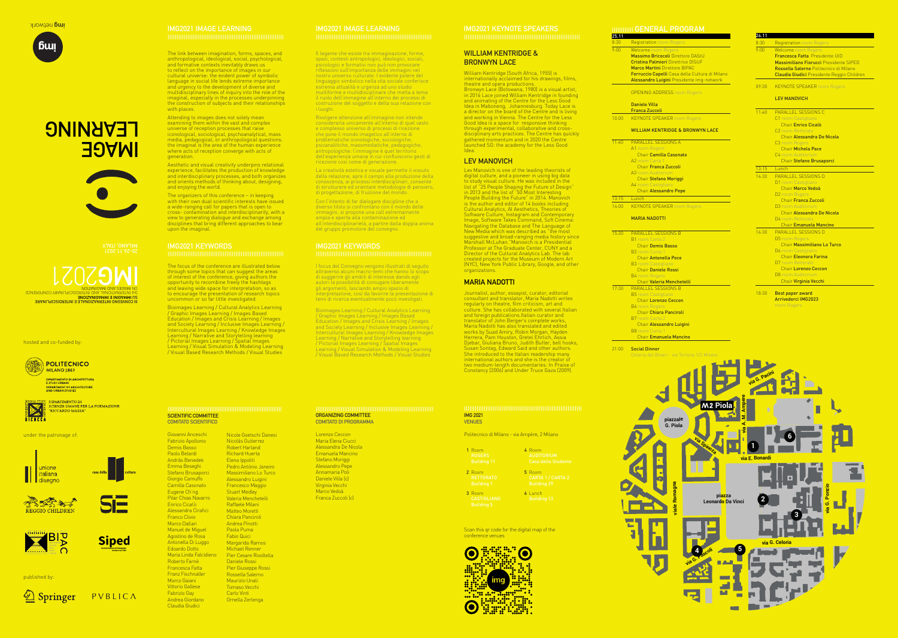img network

# IMAGE LEARNING

MILANO, ITALY
25-26.11.2021

# IMG2021

III CONVEGNO INTERNAZIONALE E INTERDISCIPLINARE SU IMMAGINI E IMMAGINAZIONE
3rd INTERNATIONAL AND INTERDISCIPLINARY CONFERENCE ON IMAGES AND IMAGINATION

hosted and co-funded by:

POLITECNICO MILANO 1863 — DIPARTIMENTO DI ARCHITETTURA E STUDI URBANI / DEPARTMENT OF ARCHITECTURE AND URBAN STUDIES

BICOCCA — DIPARTIMENTO DI SCIENZE UMANE PER LA FORMAZIONE "RICCARDO MASSA"

under the patronage of:

unione italiana disegno — casa della cultura — REGGIO CHILDREN — SIE — BIPAC — Siped

published by:

Springer — PVBLICA

## IMG2021 IMAGE LEARNING

The link between imagination, forms, spaces, and anthropological, ideological, social, psychological, and formative contexts inevitably draws us to reflect on the importance of images in our cultural universe: the evident power of symbolic language in social life lends extreme importance and urgency to the development of diverse and multidisciplinary lines of inquiry into the role of the imaginal, especially in the processes underpinning the construction of subjects and their relationships with places.

Attending to images does not solely mean examining them within the vast and complex universe of reception processes that raise iconological, sociological, psychoanalytical, mass media, pedagogical, or anthropological questions: the imaginal is the area of the human experience where acts of reception converge with acts of generation.

Aesthetic and visual creativity underpins relational experience, facilitates the production of knowledge and interdisciplinary processes, and both organizes and orients methods of thinking about, designing, and enjoying the world.

The organizers of this conference – in keeping with their own dual scientific interests have issued a wide-ranging call for papers that is open to cross- contamination and interdisciplinarity, with a view to generating dialogue and exchange among disciplines that bring different approaches to bear upon the imaginal.

## IMG2021 KEYWORDS

The focus of the conference are illustrated below through some topics that can suggest the areas of interest of the conference, giving authors the opportunity to recombine freely the hashtags and leaving wide space for interpretation, so as to encourage the presentation of research topics uncommon or so far little investigated.

Bioimages Learning / Cultural Analytics Learning / Graphic Images Learning / Images Based Education / Images and Crisis Learning / Images and Society Learning / Inclusive Images Learning / Intercultural Images Learning / Knowledge Images Learning / Narrative and Storytelling learning / Pictorial Images Learning / Spatial Images Learning / Visual Simulation & Modeling Learning / Visual Based Research Methods / Visual Studies

## IMG2021 IMAGE LEARNING

Il legame che esiste tra immaginazione, forme, spazi, contesti antropologici, ideologici, sociali, psicologici e formativi non può non provocare riflessioni sull'importanza delle immagini nel nostro universo culturale: l'evidente potere del linguaggio simbolico nella vita sociale conferisce estrema attualità e urgenza ad uno studio multiforme e multidisciplinare che metta a tema il ruolo dell'immagine all'interno dei processi di costruzione del soggetto e della sua relazione con i luoghi.

Rivolgere attenzione all'immagine non intende considerarla unicamente all'interno di quel vasto e complesso universo di processi di ricezione che pone il mondo imagetico all'interno di problematiche iconologiche, sociologiche, psicanalitiche, massmediatiche, pedagogiche, antropologiche: l'immagine è quel territorio dell'esperienza umana in cui confluiscono gesti di ricezione così come di generazione.

La creatività estetica e visuale permette il vissuto della relazione, apre il campo alla produzione della conoscenza, ai processi interdisciplinari, consente di strutturare ed orientare metodologie di pensiero, di progettazione, di fruizione del mondo.

Con l'intento di far dialogare discipline che a diverso titolo si confrontano con il mondo delle immagini, si propone una call estremamente ampia e aperta alla contaminazione ed all'interdisciplinarietà, a partire dalla doppia anima del gruppo promotore del convegno.

## IMG2021 KEYWORDS

I focus del Convegno vengono illustrati di seguito attraverso alcuni macro-temi che hanno lo scopo di suggerire gli ambiti di interesse dando agli autori la possibilità di coniugare liberamente gli argomenti, lasciando ampio spazio di interpretazione, così da favorire la presentazione di temi di ricerca eventualmente poco investigati.

Bioimages Learning / Cultural Analytics Learning / Graphic Images Learning / Images Based Education / Images and Crisis Learning / Images and Society Learning / Inclusive Images Learning / Intercultural Images Learning / Knowledge Images Learning / Narrative and Storytelling learning / Pictorial Images Learning / Spatial Images Learning / Visual Simulation & Modeling Learning / Visual Based Research Methods / Visual Studies

### SCIENTIFIC COMMITTEE
### COMITATO SCIENTIFICO

Giovanni Anceschi
Fabrizio Apollonio
Demis Basso
Paolo Belardi
András Benedek
Emma Beseghi
Stefano Brusaporci
Giorgio Camuffo
Camilla Casonato
Eugene Ch'ng
Pilar Chías Navarro
Enrico Cicalò
Alessandra Cirafici
Franco Clivio
Marco Dallari
Manuel de Miguel
Agostino de Rosa
Antonella Di Luggo
Edoardo Dotto
Maria Linda Falcidieno
Roberto Farnè
Francesca Fatta
Franz Fischnaller
Marco Gaiani
Vittorio Gallese
Fabrizio Gay
Andrea Giordano
Claudia Giudici
Nicole Goetschi Danesi
Nicolás Gutierrez
Robert Harland
Richard Huerta
Elena Ippoliti
Pedro António Janeiro
Massimiliano Lo Turco
Alessandro Luigini
Francesco Maggio
Stuart Medley
Valeria Menchetelli
Raffaele Milani
Matteo Moretti
Chiara Panciroli
Andrea Pinotti
Paola Puma
Fabio Quici
Margarida Ramos
Michael Renner
Pier Cesare Rivoltella
Daniele Rossi
Pier Giuseppe Rossi
Rossella Salerno
Maurizio Unali
Tomaso Vecchi
Carlo Vinti
Ornella Zerlenga

### ORGANIZING COMMITTEE
### COMITATO DI PROGRAMMA

Lorenzo Ceccon
Maria Elena Ciucci
Alessandra De Nicola
Emanuela Mancino
Stefano Moriggi
Alessandro Pepe
Annamaria Poli
Daniele Villa (c)
Virginia Vecchi
Marco Vedoà
Franca Zuccoli (c)

## IMG2021 KEYNOTE SPEAKERS

### WILLIAM KENTRIDGE & BRONWYN LACE

William Kentridge (South Africa, 1955) is internationally acclaimed for his drawings, films, theatre and opera productions.
Bronwyn Lace (Botswana, 1980) is a visual artist, in 2016 Lace joined William Kentridge in founding and animating of the Centre for the Less Good Idea in Maboneng, Johannesburg. Today Lace is a director on the board of the Centre and is living and working in Vienna. The Centre for the Less Good Idea is a space for responsive thinking through experimental, collaborative and cross-disciplinary arts practices. The Centre has quickly gathered momentum and in 2020 the Centre launched SO: the academy for the Less Good Idea.

### LEV MANOVICH

Lev Manovich is one of the leading theorists of digital culture, and a pioneer in using big data to study visual culture. He was included in the list of "25 People Shaping the Future of Design" in 2013 and the list of "50 Most Interesting People Building the Future" in 2014. Manovich is the author and editor of 14 books including Cultural Analytics, AI Aesthetics, Theories of Software Culture, Instagram and Contemporary Image, Software Takes Command, Soft Cinema: Navigating the Database and The Language of New Media which was described as "the most suggestive and broad-ranging media history since Marshall McLuhan."Manovich is a Presidential Professor at The Graduate Center, CUNY and a Director of the Cultural Analytics Lab. The lab created projects for the Museum of Modern Art (NYC), New York Public Library, Google, and other organizations.

### MARIA NADOTTI

Journalist, author, essayist, curator, editorial consultant and translator, Maria Nadotti writes regularly on theatre, film criticism, art and culture. She has collaborated with several Italian and foreign publications.Italian curator and translator of John Berger's complete works, Maria Nadotti has also translated and edited works by Suad Amiry, Robin Morgan, Hayden Herrera, Pam Houston, Gretel Ehrlich, Assia Djebar, Giuliana Bruno, Judith Butler, bell hooks, Susan Sontag, Edward Said and other authors. She introduced to the Italian readership many international authors and she is the creator of two medium-length documentaries: In Praise of Constancy (2006) and Under Truce Gaza (2009).

### IMG 2021 VENUES

Politecnico di Milano - via Ampère, 2 Milano

1 Room ROGERS Building 11
2 Room RETTORATO Building 1
3 Room CASTIGLIANO Building 5
4 Room AUDITORIUM Casa dello Studente
5 Room CARTA 1 / CARTA 2 Building 25
6 Lunch Building 13

Scan this qr code for the digital map of the conference venues

## GENERAL PROGRAM

**25.11**

| | |
|---|---|
| 8.30 | Registration room Rogers |
| 9.00 | Welcome room Rogers<br>**Massimo Bricocoli** Direttore DAStU<br>**Cristina Palmieri** Direttrice DISUF<br>**Marco Martini** Direttore BIPAC<br>**Ferruccio Capelli** Casa della Cultura di Milano<br>**Alessandro Luigini** Presidente img-network<br><br>OPENING ADDRESS room Rogers<br><br>**Daniele Villa**<br>**Franca Zuccoli** |
| 10.00 | KEYNOTE SPEAKER room Rogers<br><br>**WILLIAM KENTRIDGE & BRONWYN LACE** |
| 11.40 | PARALLEL SESSIONS A<br>A1 room Rogers<br>Chair **Camilla Casonato**<br>A2 room Carta 1<br>Chair **Franca Zuccoli**<br>A3 room Auditorium<br>Chair **Stefano Moriggi**<br>A4 room Castigliano<br>Chair **Alessandro Pepe** |
| 13.15 | Lunch |
| 14.00 | KEYNOTE SPEAKER room Rogers<br><br>**MARIA NADOTTI** |
| 15.30 | PARALLEL SESSIONS B<br>B1 room Carta 2<br>Chair **Demis Basso**<br>B2 room Carta 1<br>Chair **Antonella Poce**<br>B3 room Castigliano<br>Chair **Daniele Rossi**<br>B4 room Rogers<br>Chair **Valeria Menchetelli** |
| 17.30 | PARALLEL SESSIONS B<br>B5 room Castigliano<br>Chair **Lorenzo Ceccon**<br>B6 room Rogers<br>Chair **Chiara Panciroli**<br>B7 room Carta 2<br>Chair **Alessandro Luigini**<br>B8 room Carta 1<br>Chair **Emanuela Mancino** |
| 21.00 | **Social Dinner**<br>Osteria dei Binari - via Tortona 1/3 Milano |

**26.11**

| | |
|---|---|
| 8.30 | Registration room Rogers |
| 9.00 | Welcome room Rogers<br>**Francesca Fatta** Presidente UID<br>**Massimiliano Fiorucci** Presidente SIPED<br>**Rossella Salerno** Politecnico di Milano<br>**Claudia Giudici** Presidente Reggio Children |
| 09.30 | KEYNOTE SPEAKER room Rogers<br><br>**LEV MANOVICH** |
| 11.40 | PARALLEL SESSIONS C<br>C1 room Castigliano<br>Chair **Enrico Cicalò**<br>C2 room Rettorato<br>Chair **Alessandra De Nicola**<br>C3 room Rogers<br>Chair **Michela Pace**<br>C4 room Auditorium<br>Chair **Stefano Brusaporci** |
| 13.15 | Lunch |
| 14.30 | PARALLEL SESSIONS D<br>D1 room Castigliano<br>Chair **Marco Vedoà**<br>D2 room Rogers<br>Chair **Franca Zuccoli**<br>D3 room Auditorium<br>Chair **Alessandra De Nicola**<br>D4 room Rettorato<br>Chair **Emanuela Mancino** |
| 16.30 | PARALLEL SESSIONS D<br>D5 room Rogers<br>Chair **Massimiliano Lo Turco**<br>D6 room Castigliano<br>Chair **Eleonora Farina**<br>D7 room Rettorato<br>Chair **Lorenzo Ceccon**<br>D8 room Auditorium<br>Chair **Virginia Vecchi** |
| 18.30 | **Best paper award**<br>**Arrivederci IMG2023**<br>room Rogers |

via G. Pacini — M2 Piola — piazzale G. Piola — via A. M. Ampère — via Spinoza — via E. Bonardi — viale Romagna — piazza Leonardo Da Vinci — via G. Ponzio — via G. Celoria — via G. Colombo